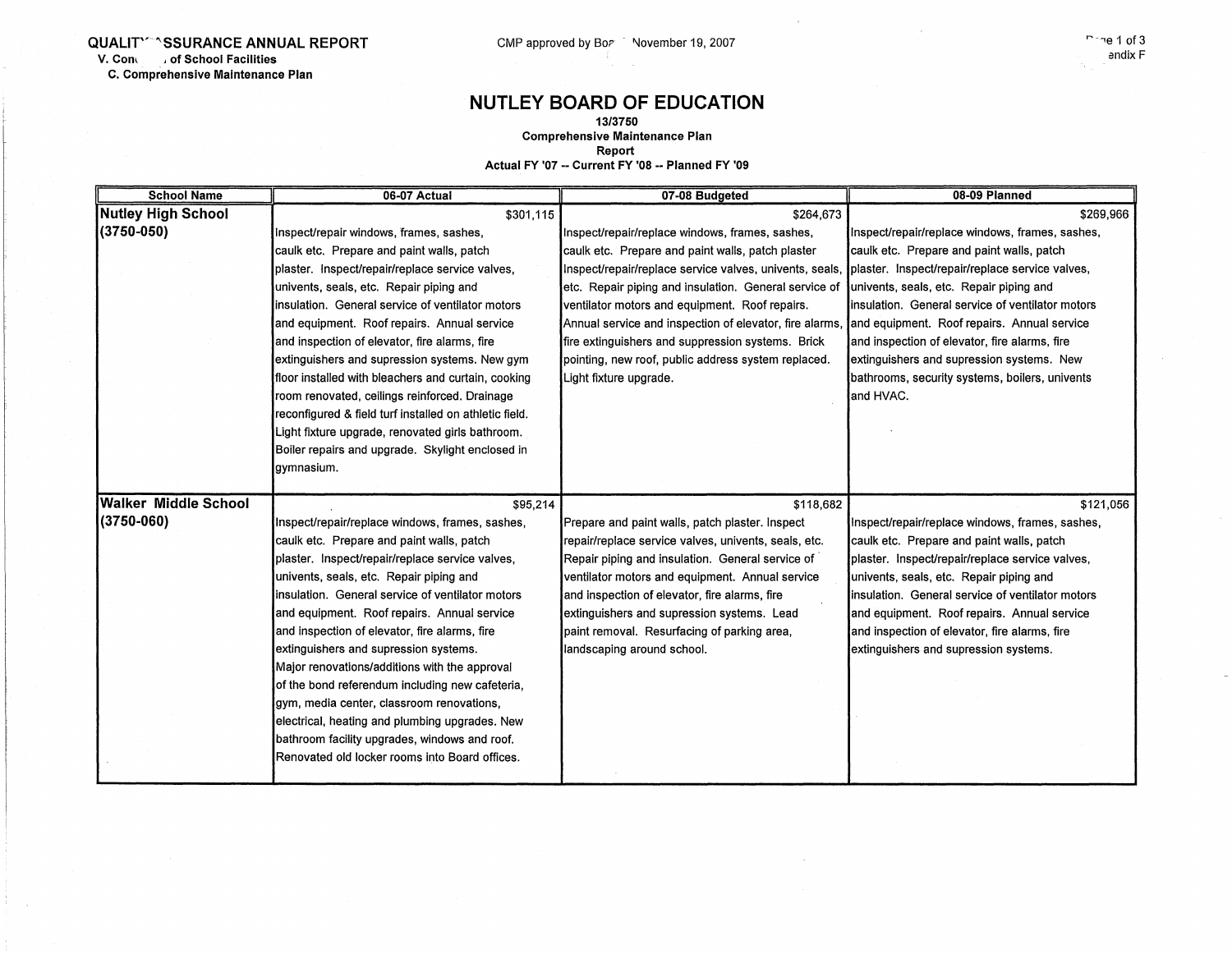# NUTLEY BOARD OF EDUCATION

**13/3750**
**Comprehensive Maintenance Plan**
**Report**
**Actual FY '07 -- Current FY '08 -- Planned FY '09**

| School Name | 06-07 Actual | 07-08 Budgeted | 08-09 Planned |
|---|---|---|---|
| **Nutley High School (3750-050)** | $301,115<br>Inspect/repair windows, frames, sashes, caulk etc. Prepare and paint walls, patch plaster. Inspect/repair/replace service valves, univents, seals, etc. Repair piping and insulation. General service of ventilator motors and equipment. Roof repairs. Annual service and inspection of elevator, fire alarms, fire extinguishers and supression systems. New gym floor installed with bleachers and curtain, cooking room renovated, ceilings reinforced. Drainage reconfigured & field turf installed on athletic field. Light fixture upgrade, renovated girls bathroom. Boiler repairs and upgrade. Skylight enclosed in gymnasium. | $264,673<br>Inspect/repair/replace windows, frames, sashes, caulk etc. Prepare and paint walls, patch plaster Inspect/repair/replace service valves, univents, seals, etc. Repair piping and insulation. General service of ventilator motors and equipment. Roof repairs. Annual service and inspection of elevator, fire alarms, fire extinguishers and suppression systems. Brick pointing, new roof, public address system replaced. Light fixture upgrade. | $269,966<br>Inspect/repair/replace windows, frames, sashes, caulk etc. Prepare and paint walls, patch plaster. Inspect/repair/replace service valves, univents, seals, etc. Repair piping and insulation. General service of ventilator motors and equipment. Roof repairs. Annual service and inspection of elevator, fire alarms, fire extinguishers and supression systems. New bathrooms, security systems, boilers, univents and HVAC. |
| **Walker Middle School (3750-060)** | $95,214<br>Inspect/repair/replace windows, frames, sashes, caulk etc. Prepare and paint walls, patch plaster. Inspect/repair/replace service valves, univents, seals, etc. Repair piping and insulation. General service of ventilator motors and equipment. Roof repairs. Annual service and inspection of elevator, fire alarms, fire extinguishers and supression systems. Major renovations/additions with the approval of the bond referendum including new cafeteria, gym, media center, classroom renovations, electrical, heating and plumbing upgrades. New bathroom facility upgrades, windows and roof. Renovated old locker rooms into Board offices. | $118,682<br>Prepare and paint walls, patch plaster. Inspect repair/replace service valves, univents, seals, etc. Repair piping and insulation. General service of ventilator motors and equipment. Roof repairs. Annual service and inspection of elevator, fire alarms, fire extinguishers and supression systems. Lead paint removal. Resurfacing of parking area, landscaping around school. | $121,056<br>Inspect/repair/replace windows, frames, sashes, caulk etc. Prepare and paint walls, patch plaster. Inspect/repair/replace service valves, univents, seals, etc. Repair piping and insulation. General service of ventilator motors and equipment. Roof repairs. Annual service and inspection of elevator, fire alarms, fire extinguishers and supression systems. |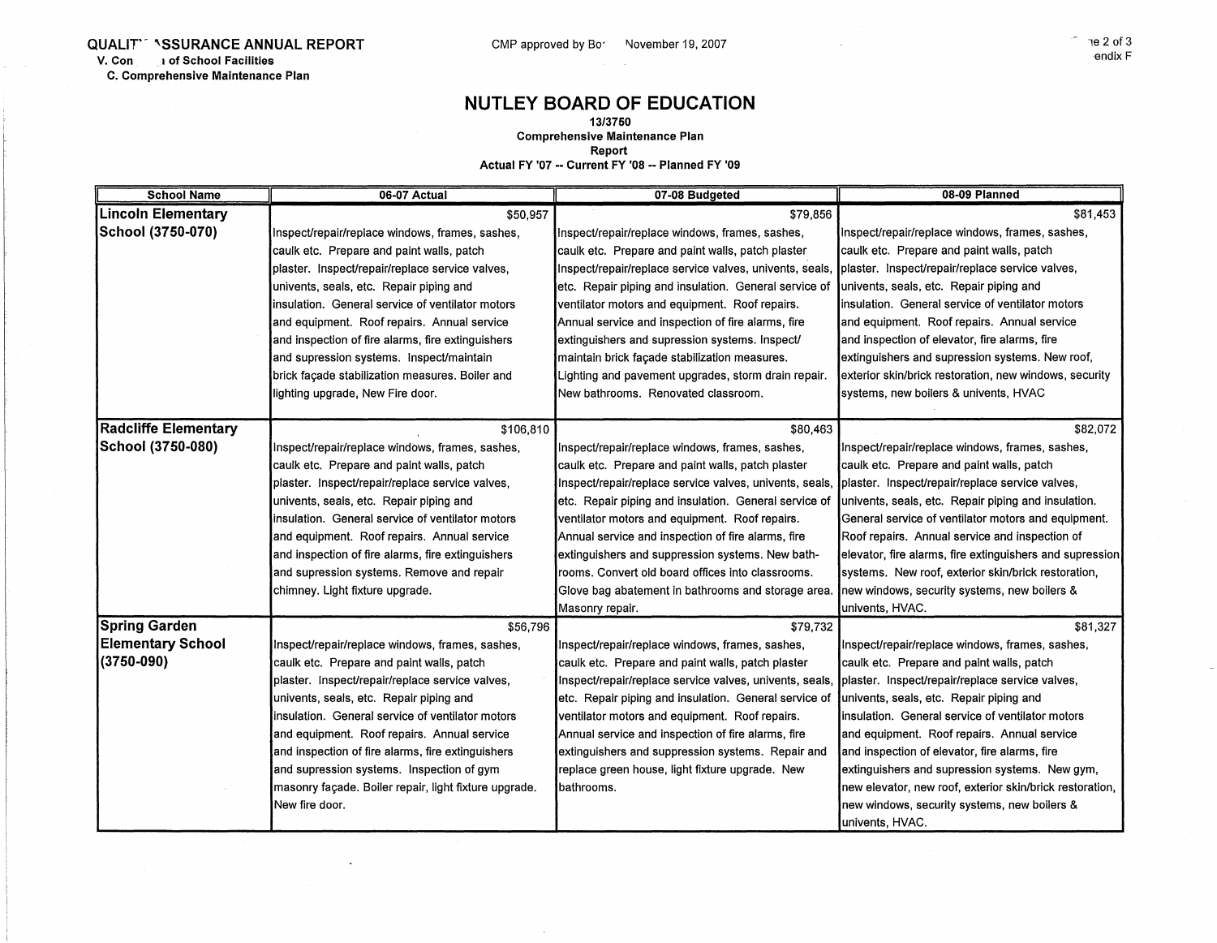# NUTLEY BOARD OF EDUCATION

**13/3750**
**Comprehensive Maintenance Plan**
**Report**
**Actual FY '07 -- Current FY '08 -- Planned FY '09**

| School Name | 06-07 Actual | 07-08 Budgeted | 08-09 Planned |
|---|---|---|---|
| **Lincoln Elementary School (3750-070)** | $50,957 Inspect/repair/replace windows, frames, sashes, caulk etc. Prepare and paint walls, patch plaster. Inspect/repair/replace service valves, univents, seals, etc. Repair piping and insulation. General service of ventilator motors and equipment. Roof repairs. Annual service and inspection of fire alarms, fire extinguishers and supression systems. Inspect/maintain brick façade stabilization measures. Boiler and lighting upgrade, New Fire door. | $79,856 Inspect/repair/replace windows, frames, sashes, caulk etc. Prepare and paint walls, patch plaster Inspect/repair/replace service valves, univents, seals, etc. Repair piping and insulation. General service of ventilator motors and equipment. Roof repairs. Annual service and inspection of fire alarms, fire extinguishers and supression systems. Inspect/ maintain brick façade stabilization measures. Lighting and pavement upgrades, storm drain repair. New bathrooms. Renovated classroom. | $81,453 Inspect/repair/replace windows, frames, sashes, caulk etc. Prepare and paint walls, patch plaster. Inspect/repair/replace service valves, univents, seals, etc. Repair piping and insulation. General service of ventilator motors and equipment. Roof repairs. Annual service and inspection of elevator, fire alarms, fire extinguishers and supression systems. New roof, exterior skin/brick restoration, new windows, security systems, new boilers & univents, HVAC |
| **Radcliffe Elementary School (3750-080)** | $106,810 Inspect/repair/replace windows, frames, sashes, caulk etc. Prepare and paint walls, patch plaster. Inspect/repair/replace service valves, univents, seals, etc. Repair piping and insulation. General service of ventilator motors and equipment. Roof repairs. Annual service and inspection of fire alarms, fire extinguishers and supression systems. Remove and repair chimney. Light fixture upgrade. | $80,463 Inspect/repair/replace windows, frames, sashes, caulk etc. Prepare and paint walls, patch plaster Inspect/repair/replace service valves, univents, seals, etc. Repair piping and insulation. General service of ventilator motors and equipment. Roof repairs. Annual service and inspection of fire alarms, fire extinguishers and suppression systems. New bath-rooms. Convert old board offices into classrooms. Glove bag abatement in bathrooms and storage area. Masonry repair. | $82,072 Inspect/repair/replace windows, frames, sashes, caulk etc. Prepare and paint walls, patch plaster. Inspect/repair/replace service valves, univents, seals, etc. Repair piping and insulation. General service of ventilator motors and equipment. Roof repairs. Annual service and inspection of elevator, fire alarms, fire extinguishers and supression systems. New roof, exterior skin/brick restoration, new windows, security systems, new boilers & univents, HVAC. |
| **Spring Garden Elementary School (3750-090)** | $56,796 Inspect/repair/replace windows, frames, sashes, caulk etc. Prepare and paint walls, patch plaster. Inspect/repair/replace service valves, univents, seals, etc. Repair piping and insulation. General service of ventilator motors and equipment. Roof repairs. Annual service and inspection of fire alarms, fire extinguishers and supression systems. Inspection of gym masonry façade. Boiler repair, light fixture upgrade. New fire door. | $79,732 Inspect/repair/replace windows, frames, sashes, caulk etc. Prepare and paint walls, patch plaster Inspect/repair/replace service valves, univents, seals, etc. Repair piping and insulation. General service of ventilator motors and equipment. Roof repairs. Annual service and inspection of fire alarms, fire extinguishers and suppression systems. Repair and replace green house, light fixture upgrade. New bathrooms. | $81,327 Inspect/repair/replace windows, frames, sashes, caulk etc. Prepare and paint walls, patch plaster. Inspect/repair/replace service valves, univents, seals, etc. Repair piping and insulation. General service of ventilator motors and equipment. Roof repairs. Annual service and inspection of elevator, fire alarms, fire extinguishers and supression systems. New gym, new elevator, new roof, exterior skin/brick restoration, new windows, security systems, new boilers & univents, HVAC. |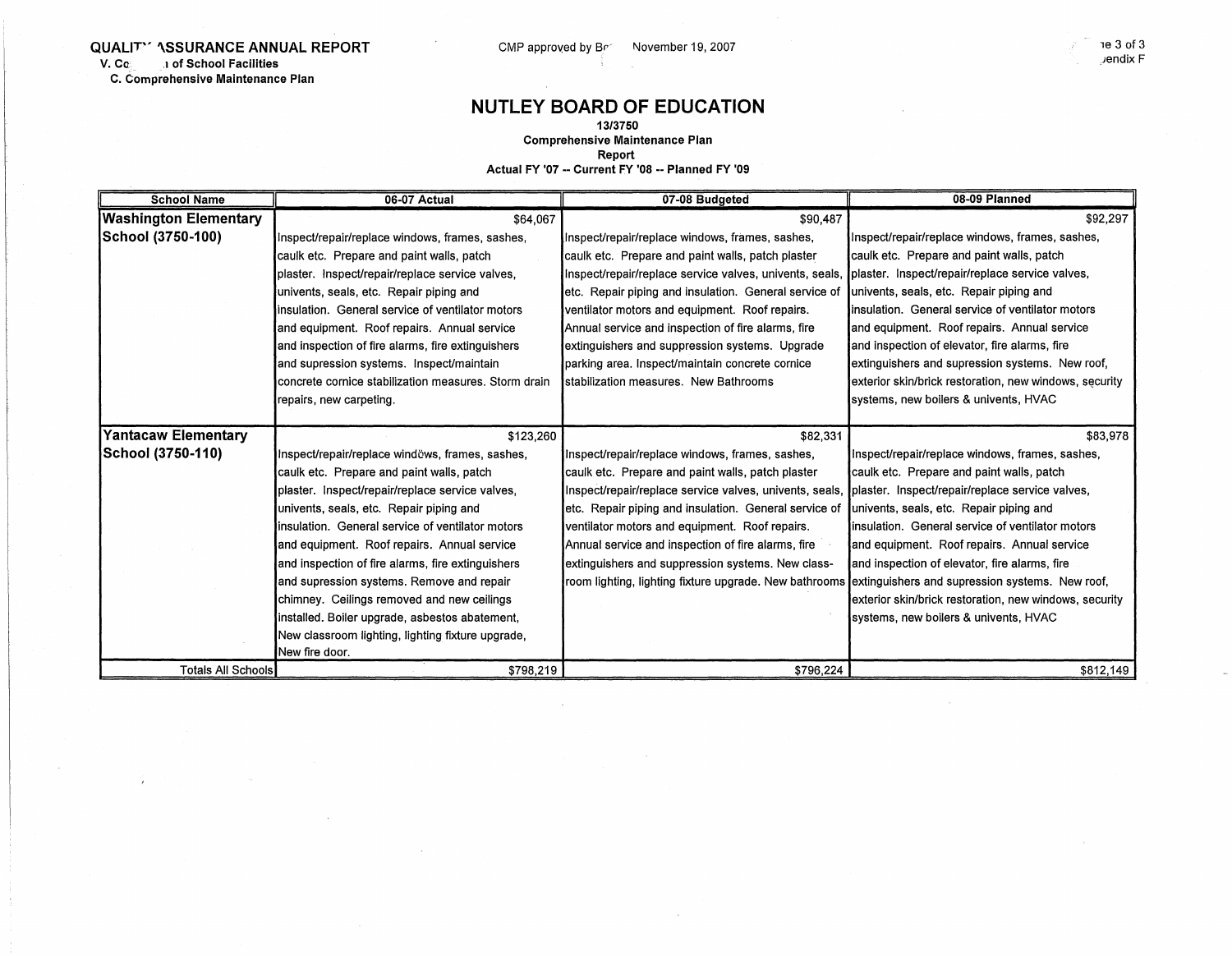QUALITY ASSURANCE ANNUAL REPORT
V. Co... of School Facilities
C. Comprehensive Maintenance Plan

CMP approved by Bo... November 19, 2007

# NUTLEY BOARD OF EDUCATION

**13/3750**
**Comprehensive Maintenance Plan**
**Report**
**Actual FY '07 -- Current FY '08 -- Planned FY '09**

| School Name | 06-07 Actual | 07-08 Budgeted | 08-09 Planned |
|---|---|---|---|
| **Washington Elementary School (3750-100)** | $64,067<br>Inspect/repair/replace windows, frames, sashes, caulk etc. Prepare and paint walls, patch plaster. Inspect/repair/replace service valves, univents, seals, etc. Repair piping and insulation. General service of ventilator motors and equipment. Roof repairs. Annual service and inspection of fire alarms, fire extinguishers and supression systems. Inspect/maintain concrete cornice stabilization measures. Storm drain repairs, new carpeting. | $90,487<br>Inspect/repair/replace windows, frames, sashes, caulk etc. Prepare and paint walls, patch plaster Inspect/repair/replace service valves, univents, seals, etc. Repair piping and insulation. General service of ventilator motors and equipment. Roof repairs. Annual service and inspection of fire alarms, fire extinguishers and suppression systems. Upgrade parking area. Inspect/maintain concrete cornice stabilization measures. New Bathrooms | $92,297<br>Inspect/repair/replace windows, frames, sashes, caulk etc. Prepare and paint walls, patch plaster. Inspect/repair/replace service valves, univents, seals, etc. Repair piping and insulation. General service of ventilator motors and equipment. Roof repairs. Annual service and inspection of elevator, fire alarms, fire extinguishers and supression systems. New roof, exterior skin/brick restoration, new windows, security systems, new boilers & univents, HVAC |
| **Yantacaw Elementary School (3750-110)** | $123,260<br>Inspect/repair/replace windows, frames, sashes, caulk etc. Prepare and paint walls, patch plaster. Inspect/repair/replace service valves, univents, seals, etc. Repair piping and insulation. General service of ventilator motors and equipment. Roof repairs. Annual service and inspection of fire alarms, fire extinguishers and supression systems. Remove and repair chimney. Ceilings removed and new ceilings installed. Boiler upgrade, asbestos abatement, New classroom lighting, lighting fixture upgrade, New fire door. | $82,331<br>Inspect/repair/replace windows, frames, sashes, caulk etc. Prepare and paint walls, patch plaster Inspect/repair/replace service valves, univents, seals, etc. Repair piping and insulation. General service of ventilator motors and equipment. Roof repairs. Annual service and inspection of fire alarms, fire extinguishers and suppression systems. New classroom lighting, lighting fixture upgrade. New bathrooms | $83,978<br>Inspect/repair/replace windows, frames, sashes, caulk etc. Prepare and paint walls, patch plaster. Inspect/repair/replace service valves, univents, seals, etc. Repair piping and insulation. General service of ventilator motors and equipment. Roof repairs. Annual service and inspection of elevator, fire alarms, fire extinguishers and supression systems. New roof, exterior skin/brick restoration, new windows, security systems, new boilers & univents, HVAC |
| Totals All Schools | $798,219 | $796,224 | $812,149 |